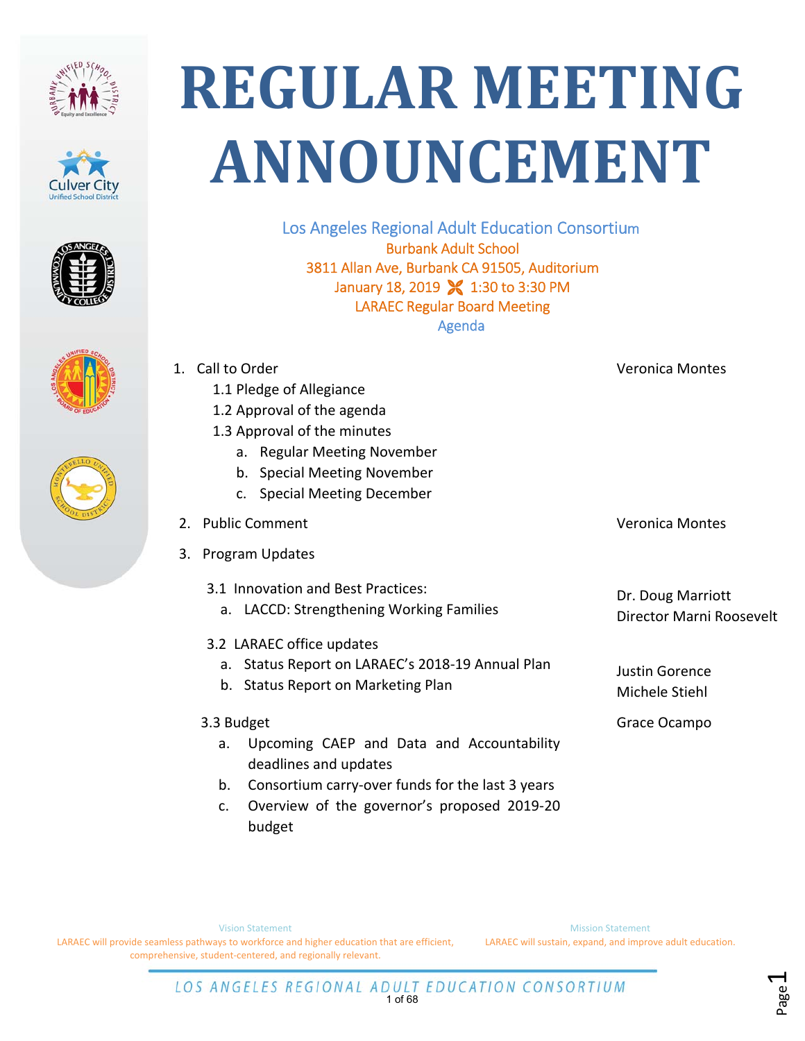# REGULAR MEETING ANNOUNCEMENT

Los Angeles Regional Adult Education Consortium
Burbank Adult School
3811 Allan Ave, Burbank CA 91505, Auditorium
January 18, 2019 1:30 to 3:30 PM
LARAEC Regular Board Meeting
Agenda

1. Call to Order — Veronica Montes
    - 1.1 Pledge of Allegiance
    - 1.2 Approval of the agenda
    - 1.3 Approval of the minutes
        - a. Regular Meeting November
        - b. Special Meeting November
        - c. Special Meeting December
2. Public Comment — Veronica Montes
3. Program Updates
    - 3.1 Innovation and Best Practices: — Dr. Doug Marriott, Director Marni Roosevelt
        - a. LACCD: Strengthening Working Families
    - 3.2 LARAEC office updates
        - a. Status Report on LARAEC's 2018-19 Annual Plan — Justin Gorence
        - b. Status Report on Marketing Plan — Michele Stiehl
    - 3.3 Budget — Grace Ocampo
        - a. Upcoming CAEP and Data and Accountability deadlines and updates
        - b. Consortium carry-over funds for the last 3 years
        - c. Overview of the governor's proposed 2019-20 budget

Vision Statement
LARAEC will provide seamless pathways to workforce and higher education that are efficient, comprehensive, student-centered, and regionally relevant.

Mission Statement
LARAEC will sustain, expand, and improve adult education.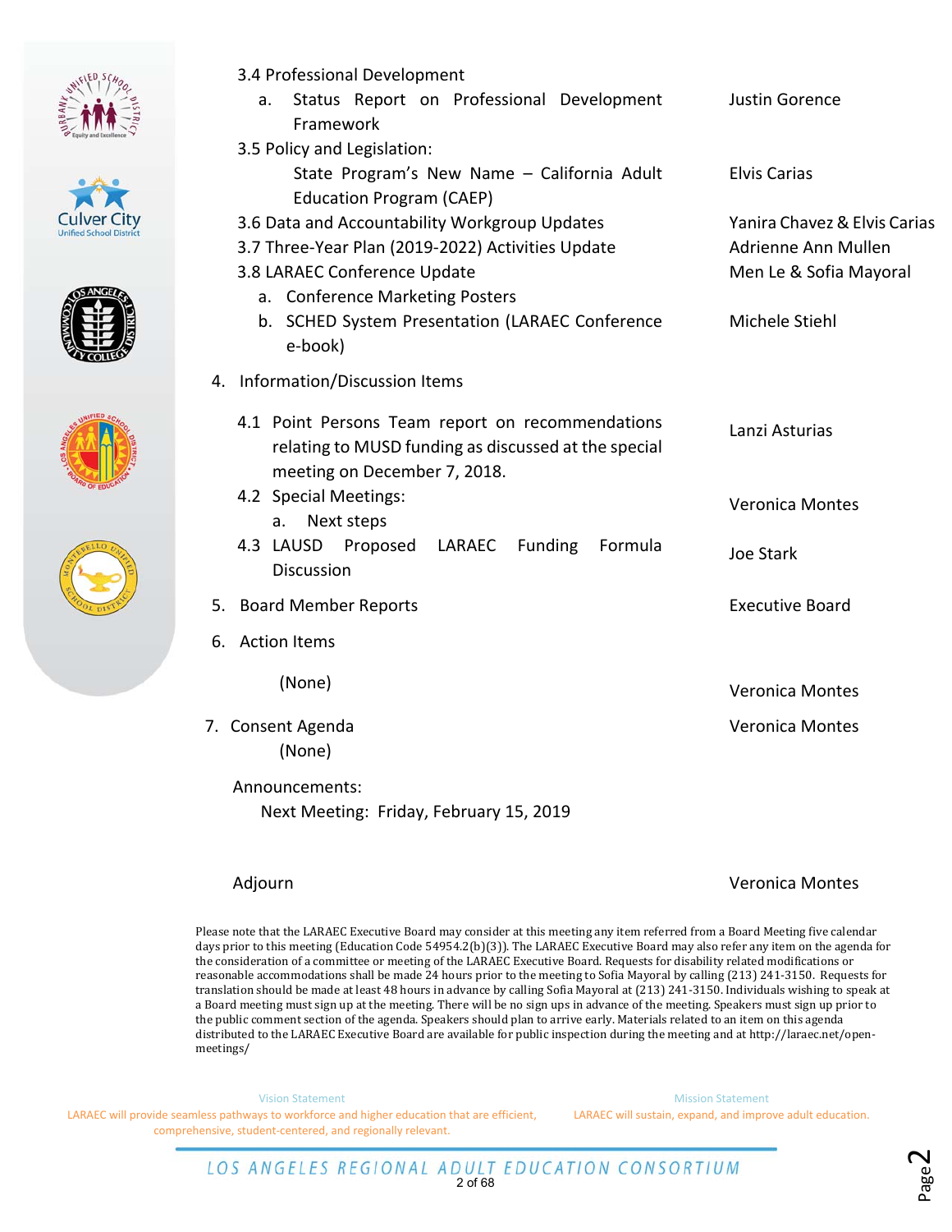3.4 Professional Development

a. Status Report on Professional Development Framework — Justin Gorence

3.5 Policy and Legislation:

State Program's New Name – California Adult Education Program (CAEP) — Elvis Carias

3.6 Data and Accountability Workgroup Updates — Yanira Chavez & Elvis Carias

3.7 Three-Year Plan (2019-2022) Activities Update — Adrienne Ann Mullen

3.8 LARAEC Conference Update — Men Le & Sofia Mayoral

a. Conference Marketing Posters

b. SCHED System Presentation (LARAEC Conference e-book) — Michele Stiehl

4. Information/Discussion Items

4.1 Point Persons Team report on recommendations relating to MUSD funding as discussed at the special meeting on December 7, 2018. — Lanzi Asturias

4.2 Special Meetings: — Veronica Montes

a. Next steps

4.3 LAUSD Proposed LARAEC Funding Formula Discussion — Joe Stark

5. Board Member Reports — Executive Board

6. Action Items

(None) — Veronica Montes

7. Consent Agenda — Veronica Montes

(None)

Announcements:

Next Meeting: Friday, February 15, 2019

Adjourn — Veronica Montes

Please note that the LARAEC Executive Board may consider at this meeting any item referred from a Board Meeting five calendar days prior to this meeting (Education Code 54954.2(b)(3)). The LARAEC Executive Board may also refer any item on the agenda for the consideration of a committee or meeting of the LARAEC Executive Board. Requests for disability related modifications or reasonable accommodations shall be made 24 hours prior to the meeting to Sofia Mayoral by calling (213) 241-3150. Requests for translation should be made at least 48 hours in advance by calling Sofia Mayoral at (213) 241-3150. Individuals wishing to speak at a Board meeting must sign up at the meeting. There will be no sign ups in advance of the meeting. Speakers must sign up prior to the public comment section of the agenda. Speakers should plan to arrive early. Materials related to an item on this agenda distributed to the LARAEC Executive Board are available for public inspection during the meeting and at http://laraec.net/open-meetings/

Vision Statement

LARAEC will provide seamless pathways to workforce and higher education that are efficient, comprehensive, student-centered, and regionally relevant.

Mission Statement

LARAEC will sustain, expand, and improve adult education.